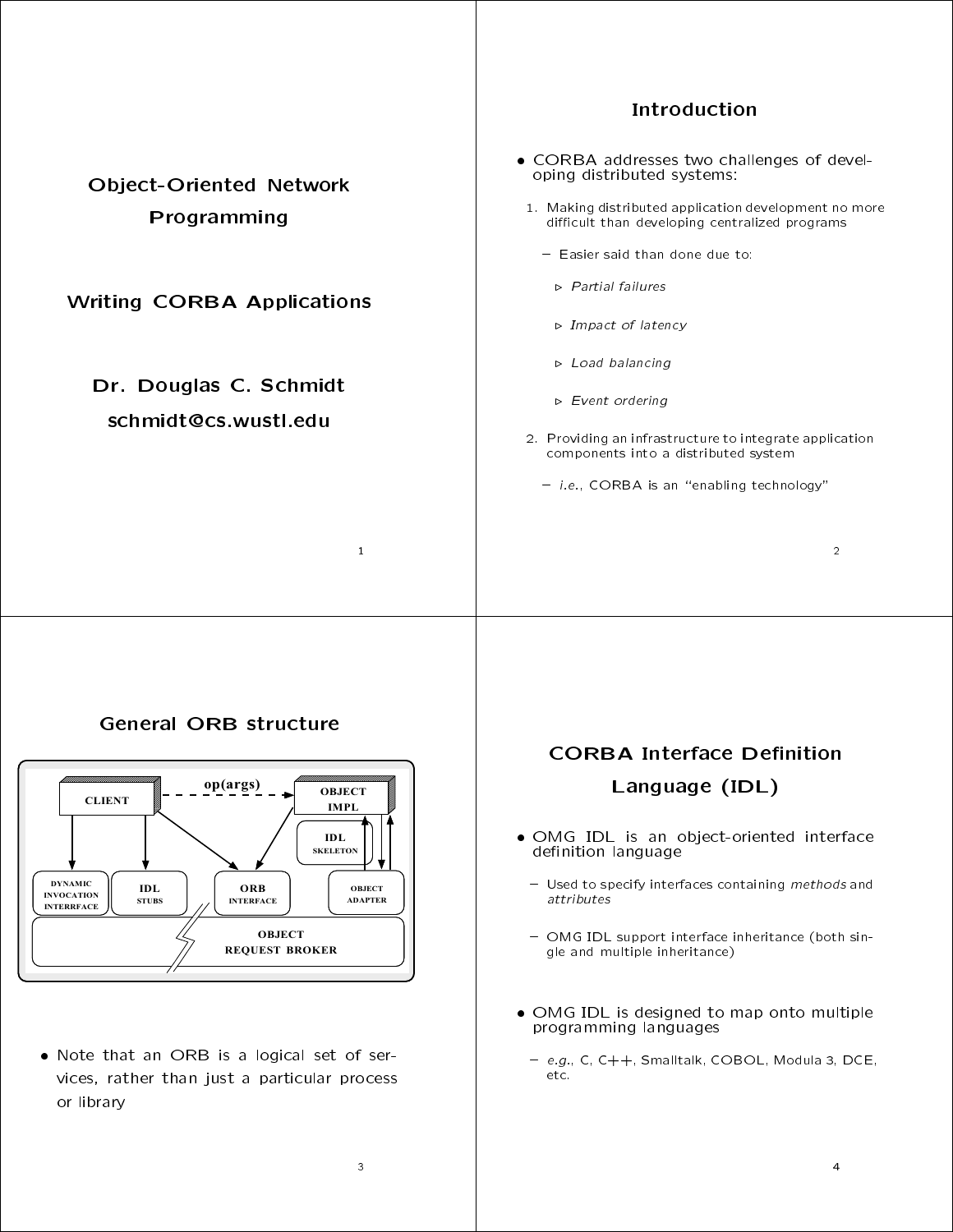# Object-Oriented Network Programming

## Writing CORBA Applications

**Dr. Douglas C. Schmidt**

**schmidt@cs.wustl.edu**

## Introduction

- CORBA addresses two challenges of developing distributed systems:

  1. Making distributed application development no more difficult than developing centralized programs
     - Easier said than done due to:
       - ▷ *Partial failures*
       - ▷ *Impact of latency*
       - ▷ *Load balancing*
       - ▷ *Event ordering*
  2. Providing an infrastructure to integrate application components into a distributed system
     - *i.e.*, CORBA is an "enabling technology"

## General ORB structure

CLIENT — op(args) → OBJECT IMPL

DYNAMIC INVOCATION INTERRFACE | IDL STUBS | ORB INTERFACE | IDL SKELETON | OBJECT ADAPTER

OBJECT REQUEST BROKER

- Note that an ORB is a logical set of services, rather than just a particular process or library

## CORBA Interface Definition Language (IDL)

- OMG IDL is an object-oriented interface definition language
  - Used to specify interfaces containing *methods* and *attributes*
  - OMG IDL support interface inheritance (both single and multiple inheritance)
- OMG IDL is designed to map onto multiple programming languages
  - *e.g.*, C, C++, Smalltalk, COBOL, Modula 3, DCE, etc.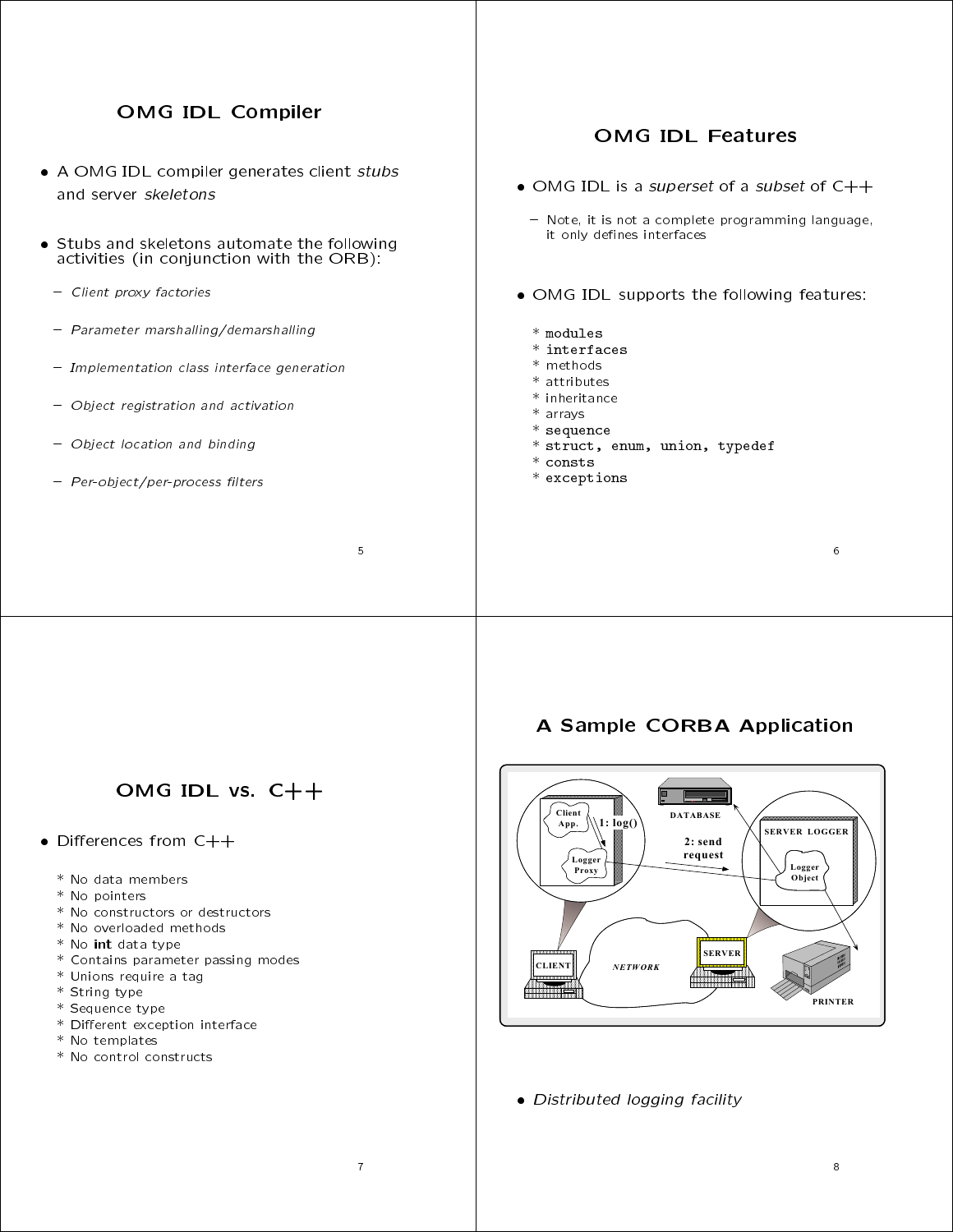## OMG IDL Compiler

- A OMG IDL compiler generates client *stubs* and server *skeletons*
- Stubs and skeletons automate the following activities (in conjunction with the ORB):
  - *Client proxy factories*
  - *Parameter marshalling/demarshalling*
  - *Implementation class interface generation*
  - *Object registration and activation*
  - *Object location and binding*
  - *Per-object/per-process filters*

## OMG IDL Features

- OMG IDL is a *superset* of a *subset* of C++
  - Note, it is not a complete programming language, it only defines interfaces
- OMG IDL supports the following features:

  * `modules`
  * `interfaces`
  * methods
  * attributes
  * inheritance
  * arrays
  * `sequence`
  * `struct, enum, union, typedef`
  * `consts`
  * `exceptions`

## OMG IDL vs. C++

- Differences from C++

  * No data members
  * No pointers
  * No constructors or destructors
  * No overloaded methods
  * No **int** data type
  * Contains parameter passing modes
  * Unions require a tag
  * String type
  * Sequence type
  * Different exception interface
  * No templates
  * No control constructs

## A Sample CORBA Application

- *Distributed logging facility*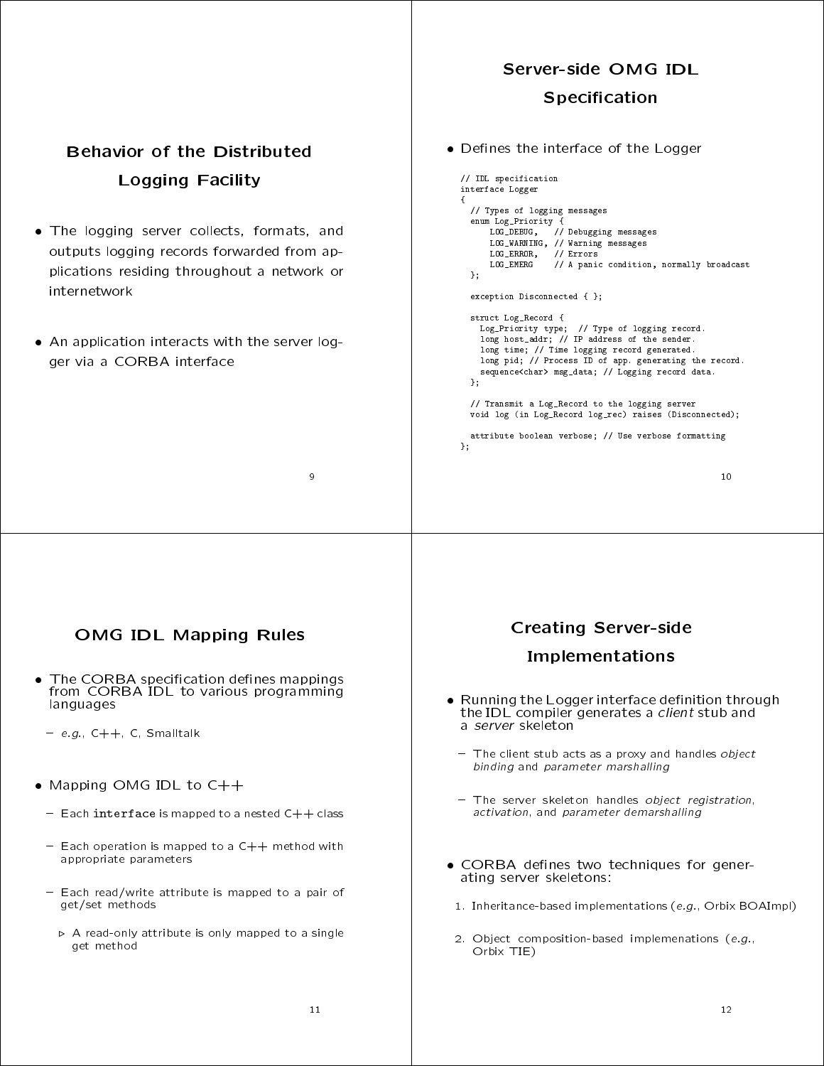## Behavior of the Distributed Logging Facility

- The logging server collects, formats, and outputs logging records forwarded from applications residing throughout a network or internetwork
- An application interacts with the server logger via a CORBA interface

## Server-side OMG IDL Specification

- Defines the interface of the Logger

```
// IDL specification
interface Logger
{
  // Types of logging messages
  enum Log_Priority {
      LOG_DEBUG,   // Debugging messages
      LOG_WARNING, // Warning messages
      LOG_ERROR,   // Errors
      LOG_EMERG    // A panic condition, normally broadcast
  };

  exception Disconnected { };

  struct Log_Record {
    Log_Priority type;  // Type of logging record.
    long host_addr; // IP address of the sender.
    long time; // Time logging record generated.
    long pid; // Process ID of app. generating the record.
    sequence<char> msg_data; // Logging record data.
  };

  // Transmit a Log_Record to the logging server
  void log (in Log_Record log_rec) raises (Disconnected);

  attribute boolean verbose; // Use verbose formatting
};
```

## OMG IDL Mapping Rules

- The CORBA specification defines mappings from CORBA IDL to various programming languages
  - *e.g.*, C++, C, Smalltalk
- Mapping OMG IDL to C++
  - Each `interface` is mapped to a nested C++ class
  - Each operation is mapped to a C++ method with appropriate parameters
  - Each read/write attribute is mapped to a pair of get/set methods
    - ▷ A read-only attribute is only mapped to a single get method

## Creating Server-side Implementations

- Running the Logger interface definition through the IDL compiler generates a *client* stub and a *server* skeleton
  - The client stub acts as a proxy and handles *object binding* and *parameter marshalling*
  - The server skeleton handles *object registration*, *activation*, and *parameter demarshalling*
- CORBA defines two techniques for generating server skeletons:
  1. Inheritance-based implementations (*e.g.*, Orbix BOAImpl)
  2. Object composition-based implemenations (*e.g.*, Orbix TIE)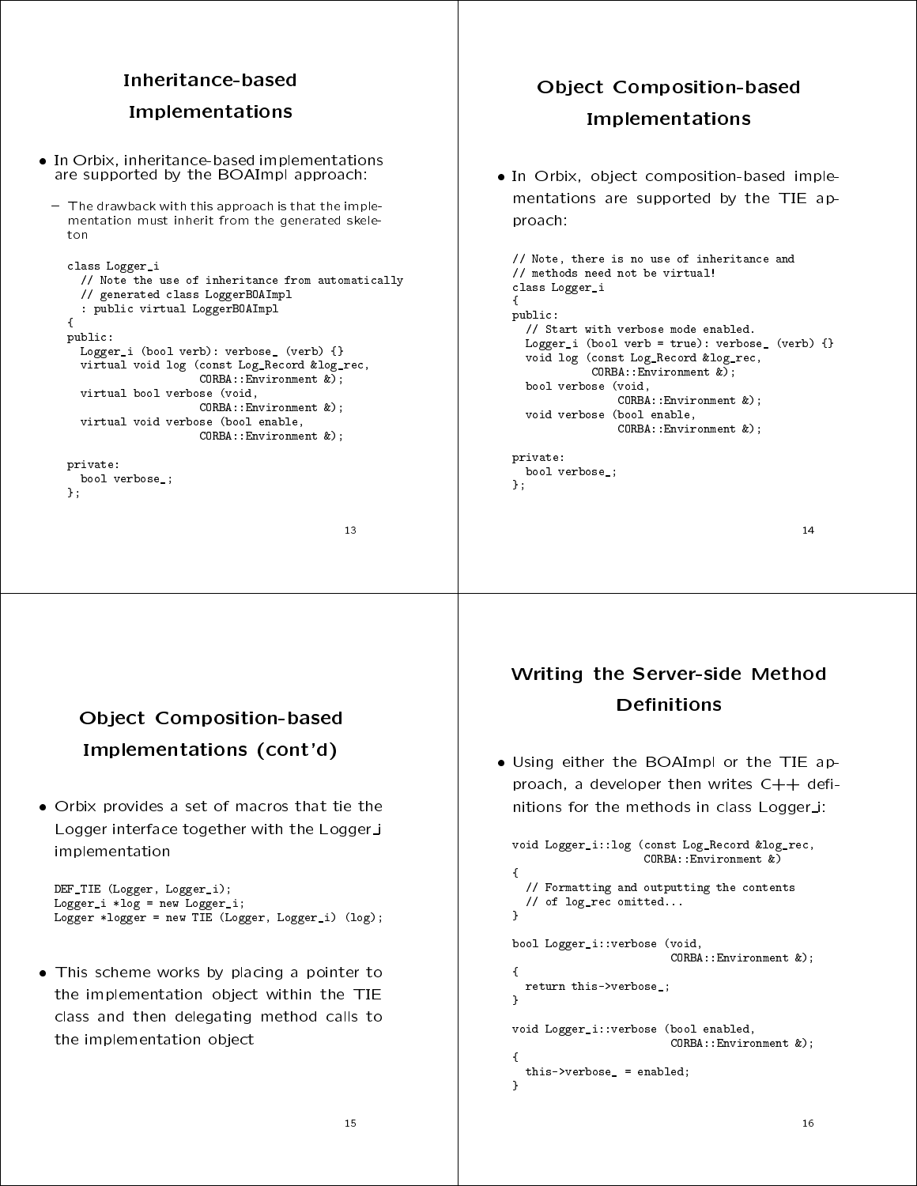## Inheritance-based Implementations

- In Orbix, inheritance-based implementations are supported by the BOAImpl approach:
  - The drawback with this approach is that the implementation must inherit from the generated skeleton

```
class Logger_i
  // Note the use of inheritance from automatically
  // generated class LoggerBOAImpl
  : public virtual LoggerBOAImpl
{
public:
  Logger_i (bool verb): verbose_ (verb) {}
  virtual void log (const Log_Record &log_rec,
                    CORBA::Environment &);
  virtual bool verbose (void,
                    CORBA::Environment &);
  virtual void verbose (bool enable,
                    CORBA::Environment &);

private:
  bool verbose_;
};
```

## Object Composition-based Implementations

- In Orbix, object composition-based implementations are supported by the TIE approach:

```
// Note, there is no use of inheritance and
// methods need not be virtual!
class Logger_i
{
public:
  // Start with verbose mode enabled.
  Logger_i (bool verb = true): verbose_ (verb) {}
  void log (const Log_Record &log_rec,
            CORBA::Environment &);
  bool verbose (void,
                CORBA::Environment &);
  void verbose (bool enable,
                CORBA::Environment &);

private:
  bool verbose_;
};
```

## Object Composition-based Implementations (cont'd)

- Orbix provides a set of macros that tie the Logger interface together with the Logger_i implementation

```
DEF_TIE (Logger, Logger_i);
Logger_i *log = new Logger_i;
Logger *logger = new TIE (Logger, Logger_i) (log);
```

- This scheme works by placing a pointer to the implementation object within the TIE class and then delegating method calls to the implementation object

## Writing the Server-side Method Definitions

- Using either the BOAImpl or the TIE approach, a developer then writes C++ definitions for the methods in class Logger_i:

```
void Logger_i::log (const Log_Record &log_rec,
                    CORBA::Environment &)
{
  // Formatting and outputting the contents
  // of log_rec omitted...
}

bool Logger_i::verbose (void,
                        CORBA::Environment &);
{
  return this->verbose_;
}

void Logger_i::verbose (bool enabled,
                        CORBA::Environment &);
{
  this->verbose_ = enabled;
}
```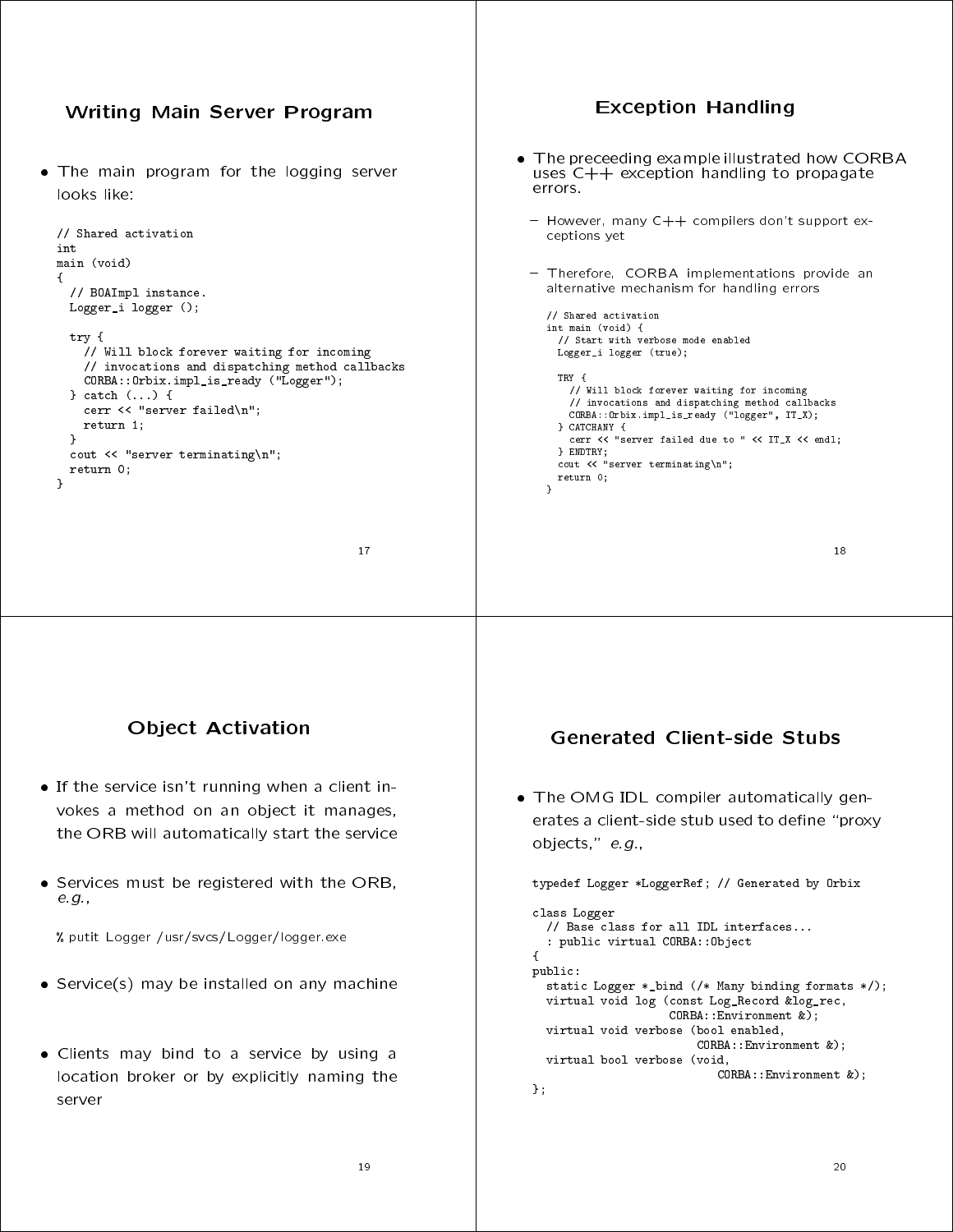## Writing Main Server Program

- The main program for the logging server looks like:

```
// Shared activation
int
main (void)
{
  // BOAImpl instance.
  Logger_i logger ();

  try {
    // Will block forever waiting for incoming
    // invocations and dispatching method callbacks
    CORBA::Orbix.impl_is_ready ("Logger");
  } catch (...) {
    cerr << "server failed\n";
    return 1;
  }
  cout << "server terminating\n";
  return 0;
}
```

## Exception Handling

- The preceeding example illustrated how CORBA uses C++ exception handling to propagate errors.
  - However, many C++ compilers don't support exceptions yet
  - Therefore, CORBA implementations provide an alternative mechanism for handling errors

```
// Shared activation
int main (void) {
  // Start with verbose mode enabled
  Logger_i logger (true);

  TRY {
    // Will block forever waiting for incoming
    // invocations and dispatching method callbacks
    CORBA::Orbix.impl_is_ready ("logger", IT_X);
  } CATCHANY {
    cerr << "server failed due to " << IT_X << endl;
  } ENDTRY;
  cout << "server terminating\n";
  return 0;
}
```

## Object Activation

- If the service isn't running when a client invokes a method on an object it manages, the ORB will automatically start the service
- Services must be registered with the ORB, *e.g.*,

```
% putit Logger /usr/svcs/Logger/logger.exe
```

- Service(s) may be installed on any machine
- Clients may bind to a service by using a location broker or by explicitly naming the server

## Generated Client-side Stubs

- The OMG IDL compiler automatically generates a client-side stub used to define "proxy objects," *e.g.*,

```
typedef Logger *LoggerRef; // Generated by Orbix

class Logger
  // Base class for all IDL interfaces...
  : public virtual CORBA::Object
{
public:
  static Logger *_bind (/* Many binding formats */);
  virtual void log (const Log_Record &log_rec,
                    CORBA::Environment &);
  virtual void verbose (bool enabled,
                        CORBA::Environment &);
  virtual bool verbose (void,
                        CORBA::Environment &);
};
```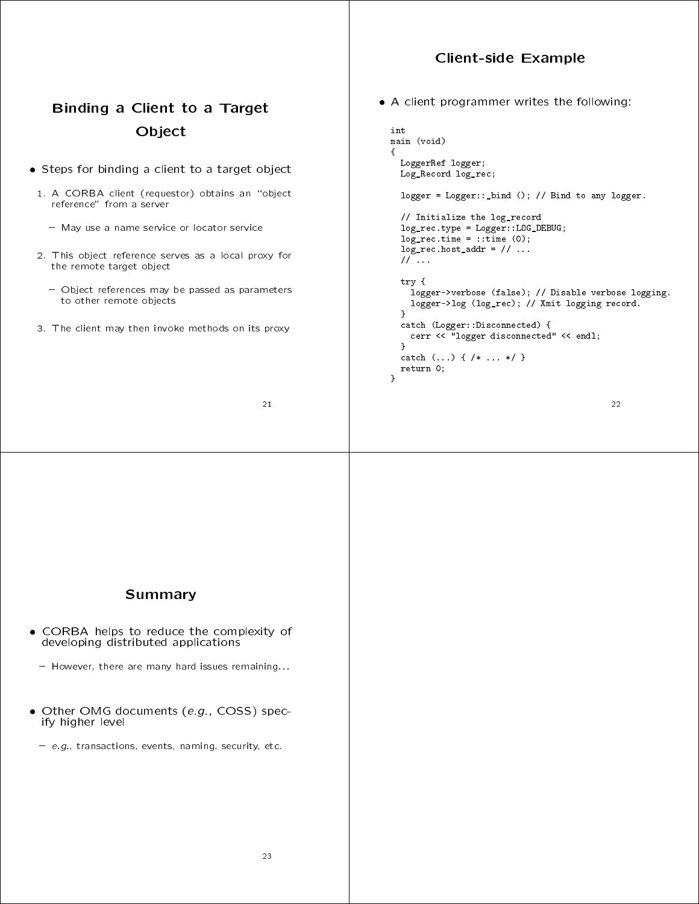## Binding a Client to a Target Object

- Steps for binding a client to a target object
  1. A CORBA client (requestor) obtains an "object reference" from a server
     - May use a name service or locator service
  2. This object reference serves as a local proxy for the remote target object
     - Object references may be passed as parameters to other remote objects
  3. The client may then invoke methods on its proxy

## Client-side Example

- A client programmer writes the following:

```
int
main (void)
{
  LoggerRef logger;
  Log_Record log_rec;

  logger = Logger::_bind (); // Bind to any logger.

  // Initialize the log_record
  log_rec.type = Logger::LOG_DEBUG;
  log_rec.time = ::time (0);
  log_rec.host_addr = // ...
  // ...

  try {
    logger->verbose (false); // Disable verbose logging.
    logger->log (log_rec); // Xmit logging record.
  }
  catch (Logger::Disconnected) {
    cerr << "logger disconnected" << endl;
  }
  catch (...) { /* ... */ }
  return 0;
}
```

## Summary

- CORBA helps to reduce the complexity of developing distributed applications
  - However, there are many hard issues remaining...
- Other OMG documents (*e.g.*, COSS) specify higher level
  - *e.g.*, transactions, events, naming, security, etc.